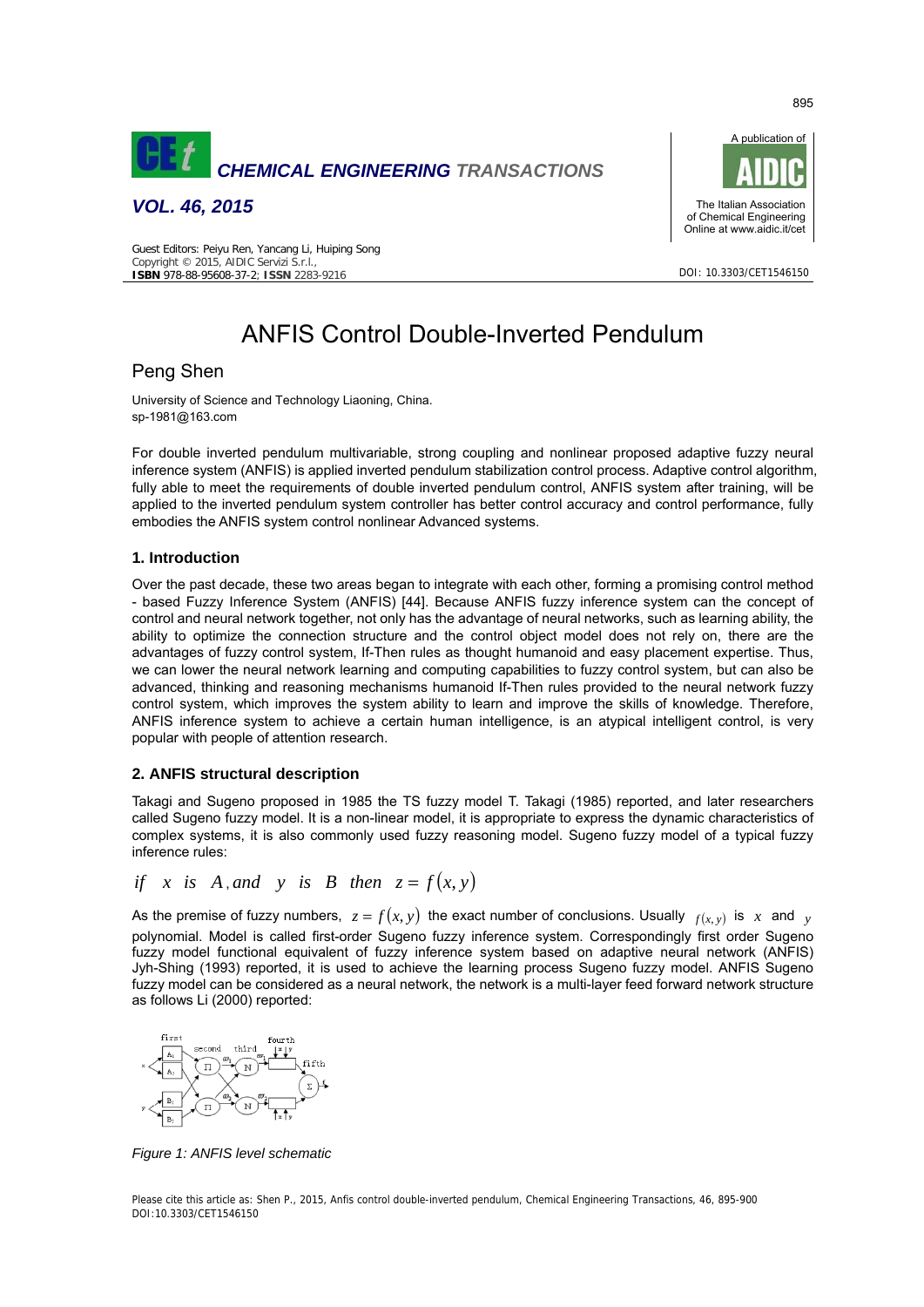# ANFIS Control Double-Inverted Pendulum

## Peng Shen

University of Science and Technology Liaoning, China.
sp-1981@163.com

For double inverted pendulum multivariable, strong coupling and nonlinear proposed adaptive fuzzy neural inference system (ANFIS) is applied inverted pendulum stabilization control process. Adaptive control algorithm, fully able to meet the requirements of double inverted pendulum control, ANFIS system after training, will be applied to the inverted pendulum system controller has better control accuracy and control performance, fully embodies the ANFIS system control nonlinear Advanced systems.

### 1. Introduction

Over the past decade, these two areas began to integrate with each other, forming a promising control method - based Fuzzy Inference System (ANFIS) [44]. Because ANFIS fuzzy inference system can the concept of control and neural network together, not only has the advantage of neural networks, such as learning ability, the ability to optimize the connection structure and the control object model does not rely on, there are the advantages of fuzzy control system, If-Then rules as thought humanoid and easy placement expertise. Thus, we can lower the neural network learning and computing capabilities to fuzzy control system, but can also be advanced, thinking and reasoning mechanisms humanoid If-Then rules provided to the neural network fuzzy control system, which improves the system ability to learn and improve the skills of knowledge. Therefore, ANFIS inference system to achieve a certain human intelligence, is an atypical intelligent control, is very popular with people of attention research.

### 2. ANFIS structural description

Takagi and Sugeno proposed in 1985 the TS fuzzy model T. Takagi (1985) reported, and later researchers called Sugeno fuzzy model. It is a non-linear model, it is appropriate to express the dynamic characteristics of complex systems, it is also commonly used fuzzy reasoning model. Sugeno fuzzy model of a typical fuzzy inference rules:

$$if \quad x \quad is \quad A \, , and \quad y \quad is \quad B \quad then \quad z = f(x, y)$$

As the premise of fuzzy numbers, $z = f(x, y)$ the exact number of conclusions. Usually $f(x, y)$ is $x$ and $y$ polynomial. Model is called first-order Sugeno fuzzy inference system. Correspondingly first order Sugeno fuzzy model functional equivalent of fuzzy inference system based on adaptive neural network (ANFIS) Jyh-Shing (1993) reported, it is used to achieve the learning process Sugeno fuzzy model. ANFIS Sugeno fuzzy model can be considered as a neural network, the network is a multi-layer feed forward network structure as follows Li (2000) reported:

*Figure 1: ANFIS level schematic*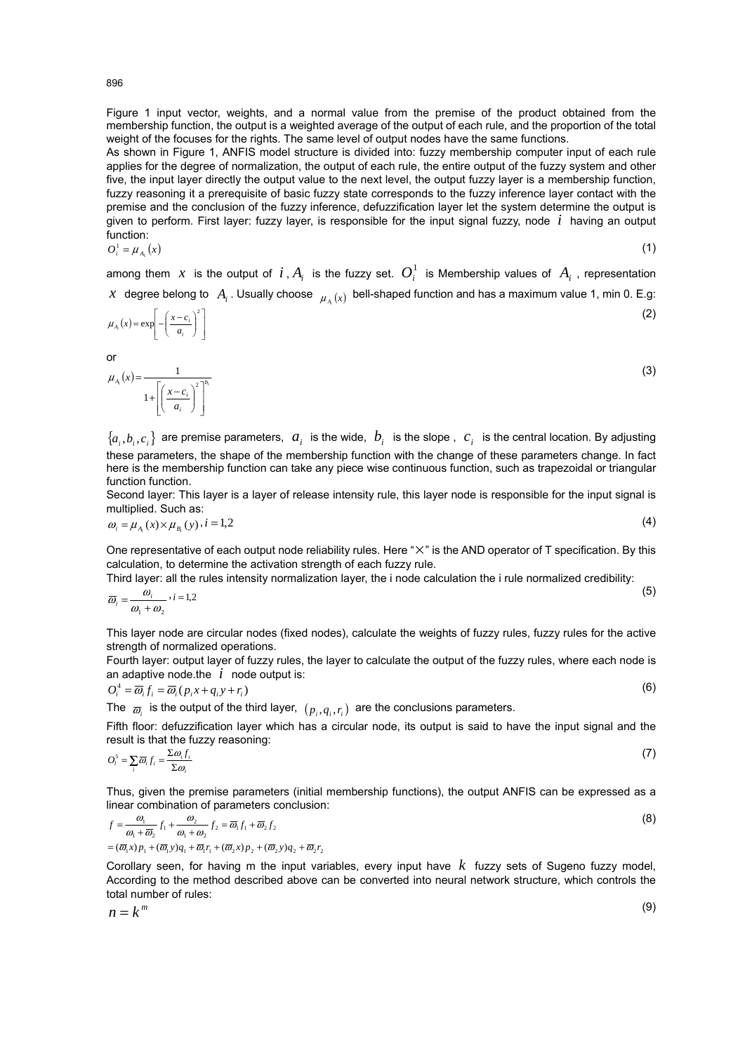Figure 1 input vector, weights, and a normal value from the premise of the product obtained from the membership function, the output is a weighted average of the output of each rule, and the proportion of the total weight of the focuses for the rights. The same level of output nodes have the same functions.

As shown in Figure 1, ANFIS model structure is divided into: fuzzy membership computer input of each rule applies for the degree of normalization, the output of each rule, the entire output of the fuzzy system and other five, the input layer directly the output value to the next level, the output fuzzy layer is a membership function, fuzzy reasoning it a prerequisite of basic fuzzy state corresponds to the fuzzy inference layer contact with the premise and the conclusion of the fuzzy inference, defuzzification layer let the system determine the output is given to perform. First layer: fuzzy layer, is responsible for the input signal fuzzy, node $i$ having an output function:

$$O_i^1 = \mu_{A_i}(x) \tag{1}$$

among them $x$ is the output of $i$, $A_i$ is the fuzzy set. $O_i^1$ is Membership values of $A_i$, representation $x$ degree belong to $A_i$. Usually choose $\mu_{A_i}(x)$ bell-shaped function and has a maximum value 1, min 0. E.g:

$$\mu_{A_i}(x) = \exp\left[-\left(\frac{x-c_i}{a_i}\right)^2\right] \tag{2}$$

or

$$\mu_{A_i}(x) = \frac{1}{1+\left[\left(\frac{x-c_i}{a_i}\right)^2\right]^{b_i}} \tag{3}$$

$\{a_i, b_i, c_i\}$ are premise parameters, $a_i$ is the wide, $b_i$ is the slope, $c_i$ is the central location. By adjusting these parameters, the shape of the membership function with the change of these parameters change. In fact here is the membership function can take any piece wise continuous function, such as trapezoidal or triangular function function.

Second layer: This layer is a layer of release intensity rule, this layer node is responsible for the input signal is multiplied. Such as:

$$\omega_i = \mu_{A_i}(x) \times \mu_{B_i}(y), i = 1,2 \tag{4}$$

One representative of each output node reliability rules. Here "×" is the AND operator of T specification. By this calculation, to determine the activation strength of each fuzzy rule.

Third layer: all the rules intensity normalization layer, the i node calculation the i rule normalized credibility:

$$\overline{\omega}_i = \frac{\omega_i}{\omega_1 + \omega_2}, i = 1,2 \tag{5}$$

This layer node are circular nodes (fixed nodes), calculate the weights of fuzzy rules, fuzzy rules for the active strength of normalized operations.

Fourth layer: output layer of fuzzy rules, the layer to calculate the output of the fuzzy rules, where each node is an adaptive node.the $i$ node output is:

$$O_i^4 = \overline{\omega}_i f_i = \overline{\omega}_i (p_i x + q_i y + r_i) \tag{6}$$

The $\overline{\omega}_i$ is the output of the third layer, $(p_i, q_i, r_i)$ are the conclusions parameters.

Fifth floor: defuzzification layer which has a circular node, its output is said to have the input signal and the result is that the fuzzy reasoning:

$$O_i^5 = \sum_i \overline{\omega}_i f_i = \frac{\Sigma \omega_i f_i}{\Sigma \omega_i} \tag{7}$$

Thus, given the premise parameters (initial membership functions), the output ANFIS can be expressed as a linear combination of parameters conclusion:

$$\begin{aligned} f &= \frac{\omega_1}{\omega_1 + \overline{\omega}_2} f_1 + \frac{\omega_2}{\omega_1 + \omega_2} f_2 = \overline{\omega}_1 f_1 + \overline{\omega}_2 f_2 \\ &= (\overline{\omega}_1 x) p_1 + (\overline{\omega}_1 y) q_1 + \overline{\omega}_1 r_1 + (\overline{\omega}_2 x) p_2 + (\overline{\omega}_2 y) q_2 + \overline{\omega}_2 r_2 \end{aligned} \tag{8}$$

Corollary seen, for having m the input variables, every input have $k$ fuzzy sets of Sugeno fuzzy model, According to the method described above can be converted into neural network structure, which controls the total number of rules:

$$n = k^m \tag{9}$$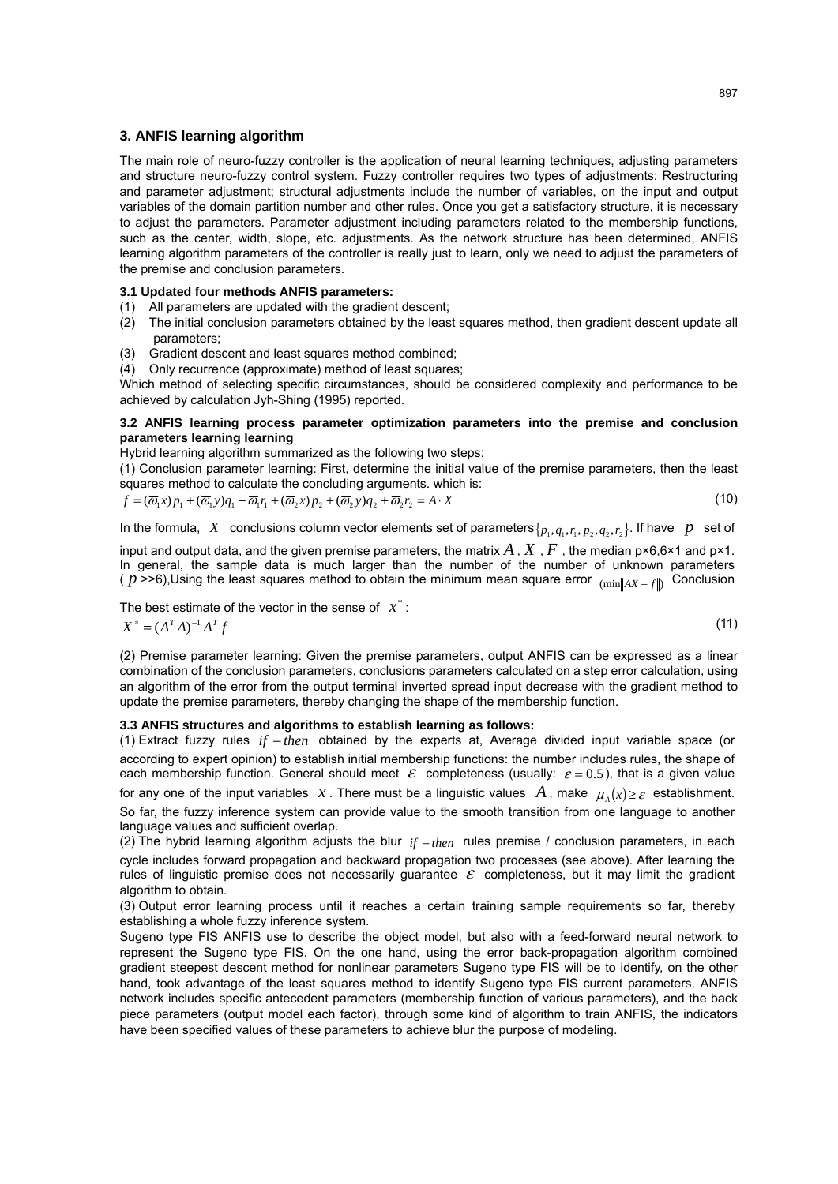## 3. ANFIS learning algorithm

The main role of neuro-fuzzy controller is the application of neural learning techniques, adjusting parameters and structure neuro-fuzzy control system. Fuzzy controller requires two types of adjustments: Restructuring and parameter adjustment; structural adjustments include the number of variables, on the input and output variables of the domain partition number and other rules. Once you get a satisfactory structure, it is necessary to adjust the parameters. Parameter adjustment including parameters related to the membership functions, such as the center, width, slope, etc. adjustments. As the network structure has been determined, ANFIS learning algorithm parameters of the controller is really just to learn, only we need to adjust the parameters of the premise and conclusion parameters.

### 3.1 Updated four methods ANFIS parameters:

(1) All parameters are updated with the gradient descent;
(2) The initial conclusion parameters obtained by the least squares method, then gradient descent update all parameters;
(3) Gradient descent and least squares method combined;
(4) Only recurrence (approximate) method of least squares;

Which method of selecting specific circumstances, should be considered complexity and performance to be achieved by calculation Jyh-Shing (1995) reported.

### 3.2 ANFIS learning process parameter optimization parameters into the premise and conclusion parameters learning learning

Hybrid learning algorithm summarized as the following two steps:

(1) Conclusion parameter learning: First, determine the initial value of the premise parameters, then the least squares method to calculate the concluding arguments. which is:

$$f = (\overline{\varpi}_1 x) p_1 + (\overline{\varpi}_1 y) q_1 + \overline{\varpi}_1 r_1 + (\overline{\varpi}_2 x) p_2 + (\overline{\varpi}_2 y) q_2 + \overline{\varpi}_2 r_2 = A \cdot X \tag{10}$$

In the formula, $X$ conclusions column vector elements set of parameters $\{p_1, q_1, r_1, p_2, q_2, r_2\}$. If have $p$ set of input and output data, and the given premise parameters, the matrix $A$ , $X$ , $F$ , the median p×6,6×1 and p×1. In general, the sample data is much larger than the number of the number of unknown parameters ( $p$ >>6),Using the least squares method to obtain the minimum mean square error $(\min\|AX - f\|)$ Conclusion

The best estimate of the vector in the sense of $X^*$ :

$$X^* = (A^T A)^{-1} A^T f \tag{11}$$

(2) Premise parameter learning: Given the premise parameters, output ANFIS can be expressed as a linear combination of the conclusion parameters, conclusions parameters calculated on a step error calculation, using an algorithm of the error from the output terminal inverted spread input decrease with the gradient method to update the premise parameters, thereby changing the shape of the membership function.

### 3.3 ANFIS structures and algorithms to establish learning as follows:

(1) Extract fuzzy rules $if - then$ obtained by the experts at, Average divided input variable space (or according to expert opinion) to establish initial membership functions: the number includes rules, the shape of each membership function. General should meet $\varepsilon$ completeness (usually: $\varepsilon = 0.5$ ), that is a given value for any one of the input variables $x$ . There must be a linguistic values $A$ , make $\mu_A(x) \geq \varepsilon$ establishment. So far, the fuzzy inference system can provide value to the smooth transition from one language to another language values and sufficient overlap.

(2) The hybrid learning algorithm adjusts the blur $if - then$ rules premise / conclusion parameters, in each cycle includes forward propagation and backward propagation two processes (see above). After learning the rules of linguistic premise does not necessarily guarantee $\varepsilon$ completeness, but it may limit the gradient algorithm to obtain.

(3) Output error learning process until it reaches a certain training sample requirements so far, thereby establishing a whole fuzzy inference system.

Sugeno type FIS ANFIS use to describe the object model, but also with a feed-forward neural network to represent the Sugeno type FIS. On the one hand, using the error back-propagation algorithm combined gradient steepest descent method for nonlinear parameters Sugeno type FIS will be to identify, on the other hand, took advantage of the least squares method to identify Sugeno type FIS current parameters. ANFIS network includes specific antecedent parameters (membership function of various parameters), and the back piece parameters (output model each factor), through some kind of algorithm to train ANFIS, the indicators have been specified values of these parameters to achieve blur the purpose of modeling.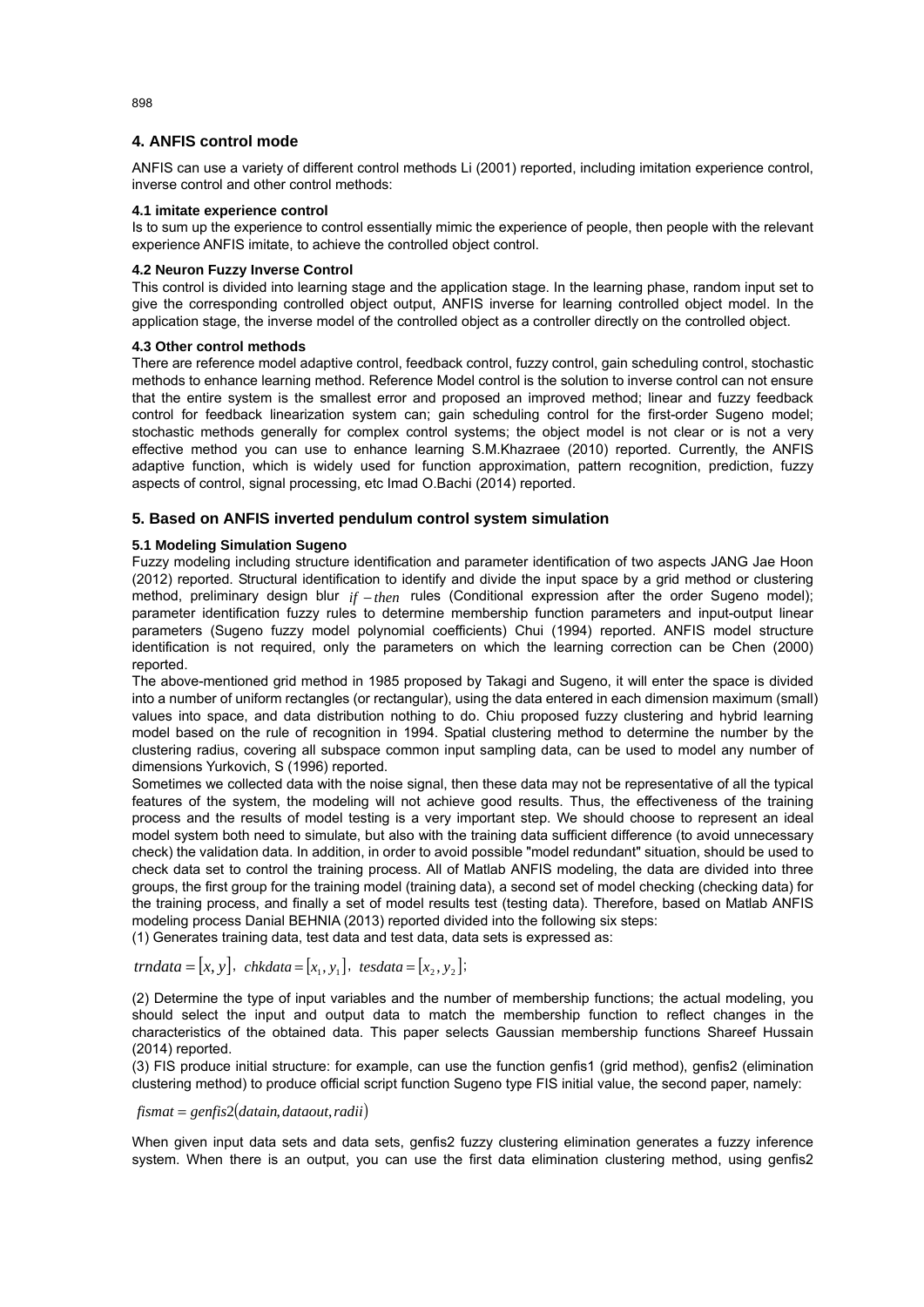## 4. ANFIS control mode

ANFIS can use a variety of different control methods Li (2001) reported, including imitation experience control, inverse control and other control methods:

### 4.1 imitate experience control

Is to sum up the experience to control essentially mimic the experience of people, then people with the relevant experience ANFIS imitate, to achieve the controlled object control.

### 4.2 Neuron Fuzzy Inverse Control

This control is divided into learning stage and the application stage. In the learning phase, random input set to give the corresponding controlled object output, ANFIS inverse for learning controlled object model. In the application stage, the inverse model of the controlled object as a controller directly on the controlled object.

### 4.3 Other control methods

There are reference model adaptive control, feedback control, fuzzy control, gain scheduling control, stochastic methods to enhance learning method. Reference Model control is the solution to inverse control can not ensure that the entire system is the smallest error and proposed an improved method; linear and fuzzy feedback control for feedback linearization system can; gain scheduling control for the first-order Sugeno model; stochastic methods generally for complex control systems; the object model is not clear or is not a very effective method you can use to enhance learning S.M.Khazraee (2010) reported. Currently, the ANFIS adaptive function, which is widely used for function approximation, pattern recognition, prediction, fuzzy aspects of control, signal processing, etc Imad O.Bachi (2014) reported.

## 5. Based on ANFIS inverted pendulum control system simulation

### 5.1 Modeling Simulation Sugeno

Fuzzy modeling including structure identification and parameter identification of two aspects JANG Jae Hoon (2012) reported. Structural identification to identify and divide the input space by a grid method or clustering method, preliminary design blur $if-then$ rules (Conditional expression after the order Sugeno model); parameter identification fuzzy rules to determine membership function parameters and input-output linear parameters (Sugeno fuzzy model polynomial coefficients) Chui (1994) reported. ANFIS model structure identification is not required, only the parameters on which the learning correction can be Chen (2000) reported.

The above-mentioned grid method in 1985 proposed by Takagi and Sugeno, it will enter the space is divided into a number of uniform rectangles (or rectangular), using the data entered in each dimension maximum (small) values into space, and data distribution nothing to do. Chiu proposed fuzzy clustering and hybrid learning model based on the rule of recognition in 1994. Spatial clustering method to determine the number by the clustering radius, covering all subspace common input sampling data, can be used to model any number of dimensions Yurkovich, S (1996) reported.

Sometimes we collected data with the noise signal, then these data may not be representative of all the typical features of the system, the modeling will not achieve good results. Thus, the effectiveness of the training process and the results of model testing is a very important step. We should choose to represent an ideal model system both need to simulate, but also with the training data sufficient difference (to avoid unnecessary check) the validation data. In addition, in order to avoid possible "model redundant" situation, should be used to check data set to control the training process. All of Matlab ANFIS modeling, the data are divided into three groups, the first group for the training model (training data), a second set of model checking (checking data) for the training process, and finally a set of model results test (testing data). Therefore, based on Matlab ANFIS modeling process Danial BEHNIA (2013) reported divided into the following six steps:

(1) Generates training data, test data and test data, data sets is expressed as:

$$trndata=[x,y],\ \ chkdata=[x_1,y_1],\ \ tesdata=[x_2,y_2];$$

(2) Determine the type of input variables and the number of membership functions; the actual modeling, you should select the input and output data to match the membership function to reflect changes in the characteristics of the obtained data. This paper selects Gaussian membership functions Shareef Hussain (2014) reported.

(3) FIS produce initial structure: for example, can use the function genfis1 (grid method), genfis2 (elimination clustering method) to produce official script function Sugeno type FIS initial value, the second paper, namely:

$$fismat=genfis2(datain,dataout,radii)$$

When given input data sets and data sets, genfis2 fuzzy clustering elimination generates a fuzzy inference system. When there is an output, you can use the first data elimination clustering method, using genfis2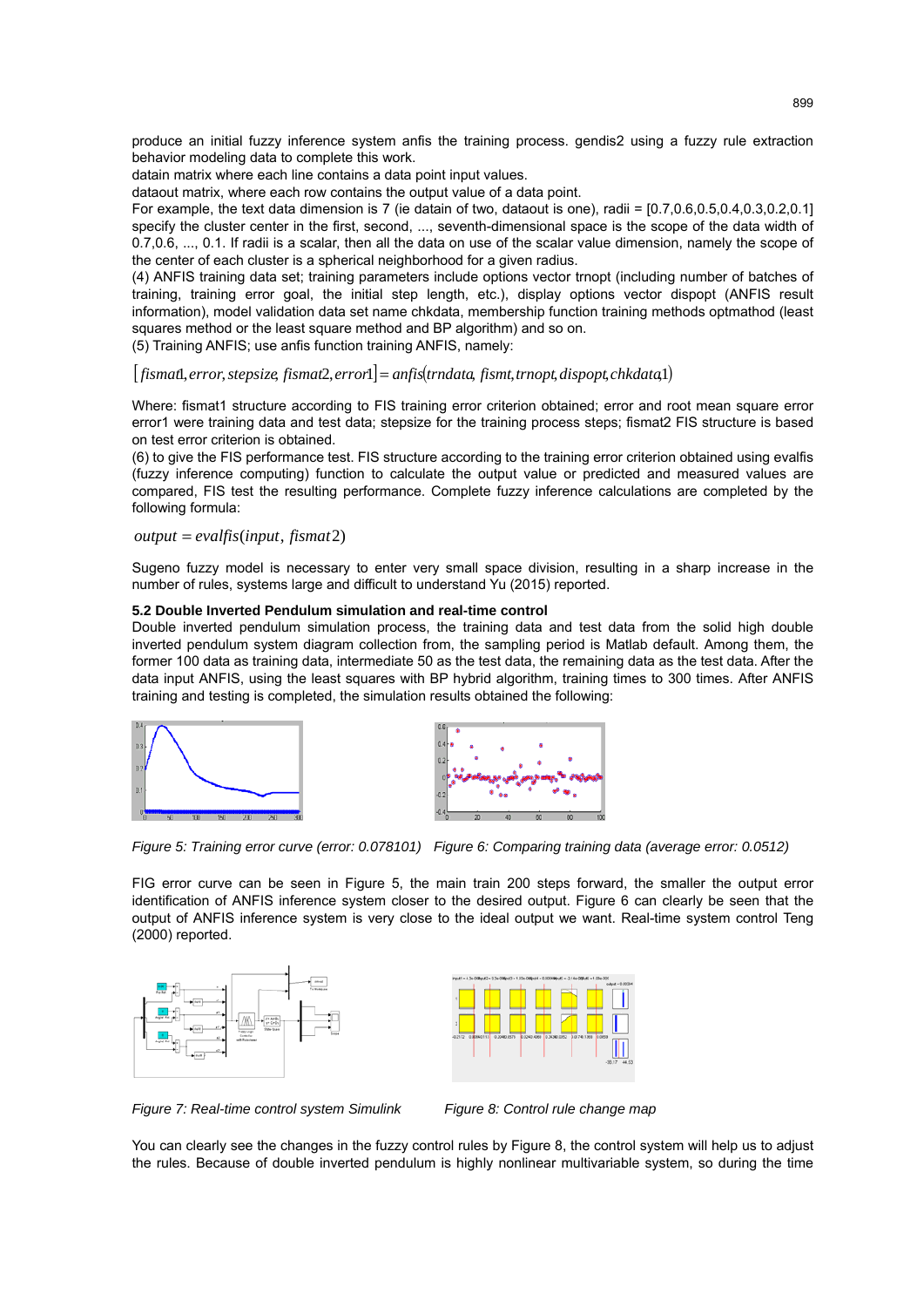produce an initial fuzzy inference system anfis the training process. gendis2 using a fuzzy rule extraction behavior modeling data to complete this work.

datain matrix where each line contains a data point input values.

dataout matrix, where each row contains the output value of a data point.

For example, the text data dimension is 7 (ie datain of two, dataout is one), radii = [0.7,0.6,0.5,0.4,0.3,0.2,0.1] specify the cluster center in the first, second, ..., seventh-dimensional space is the scope of the data width of 0.7,0.6, ..., 0.1. If radii is a scalar, then all the data on use of the scalar value dimension, namely the scope of the center of each cluster is a spherical neighborhood for a given radius.

(4) ANFIS training data set; training parameters include options vector trnopt (including number of batches of training, training error goal, the initial step length, etc.), display options vector dispopt (ANFIS result information), model validation data set name chkdata, membership function training methods optmathod (least squares method or the least square method and BP algorithm) and so on.

(5) Training ANFIS; use anfis function training ANFIS, namely:

$$[fismat1, error, stepsize, fismat2, error1] = anfis(trndata, fismt, trnopt, dispopt, chkdata, 1)$$

Where: fismat1 structure according to FIS training error criterion obtained; error and root mean square error error1 were training data and test data; stepsize for the training process steps; fismat2 FIS structure is based on test error criterion is obtained.

(6) to give the FIS performance test. FIS structure according to the training error criterion obtained using evalfis (fuzzy inference computing) function to calculate the output value or predicted and measured values are compared, FIS test the resulting performance. Complete fuzzy inference calculations are completed by the following formula:

$$output = evalfis(input, fismat2)$$

Sugeno fuzzy model is necessary to enter very small space division, resulting in a sharp increase in the number of rules, systems large and difficult to understand Yu (2015) reported.

### 5.2 Double Inverted Pendulum simulation and real-time control

Double inverted pendulum simulation process, the training data and test data from the solid high double inverted pendulum system diagram collection from, the sampling period is Matlab default. Among them, the former 100 data as training data, intermediate 50 as the test data, the remaining data as the test data. After the data input ANFIS, using the least squares with BP hybrid algorithm, training times to 300 times. After ANFIS training and testing is completed, the simulation results obtained the following:

*Figure 5: Training error curve (error: 0.078101)* *Figure 6: Comparing training data (average error: 0.0512)*

FIG error curve can be seen in Figure 5, the main train 200 steps forward, the smaller the output error identification of ANFIS inference system closer to the desired output. Figure 6 can clearly be seen that the output of ANFIS inference system is very close to the ideal output we want. Real-time system control Teng (2000) reported.

*Figure 7: Real-time control system Simulink* *Figure 8: Control rule change map*

You can clearly see the changes in the fuzzy control rules by Figure 8, the control system will help us to adjust the rules. Because of double inverted pendulum is highly nonlinear multivariable system, so during the time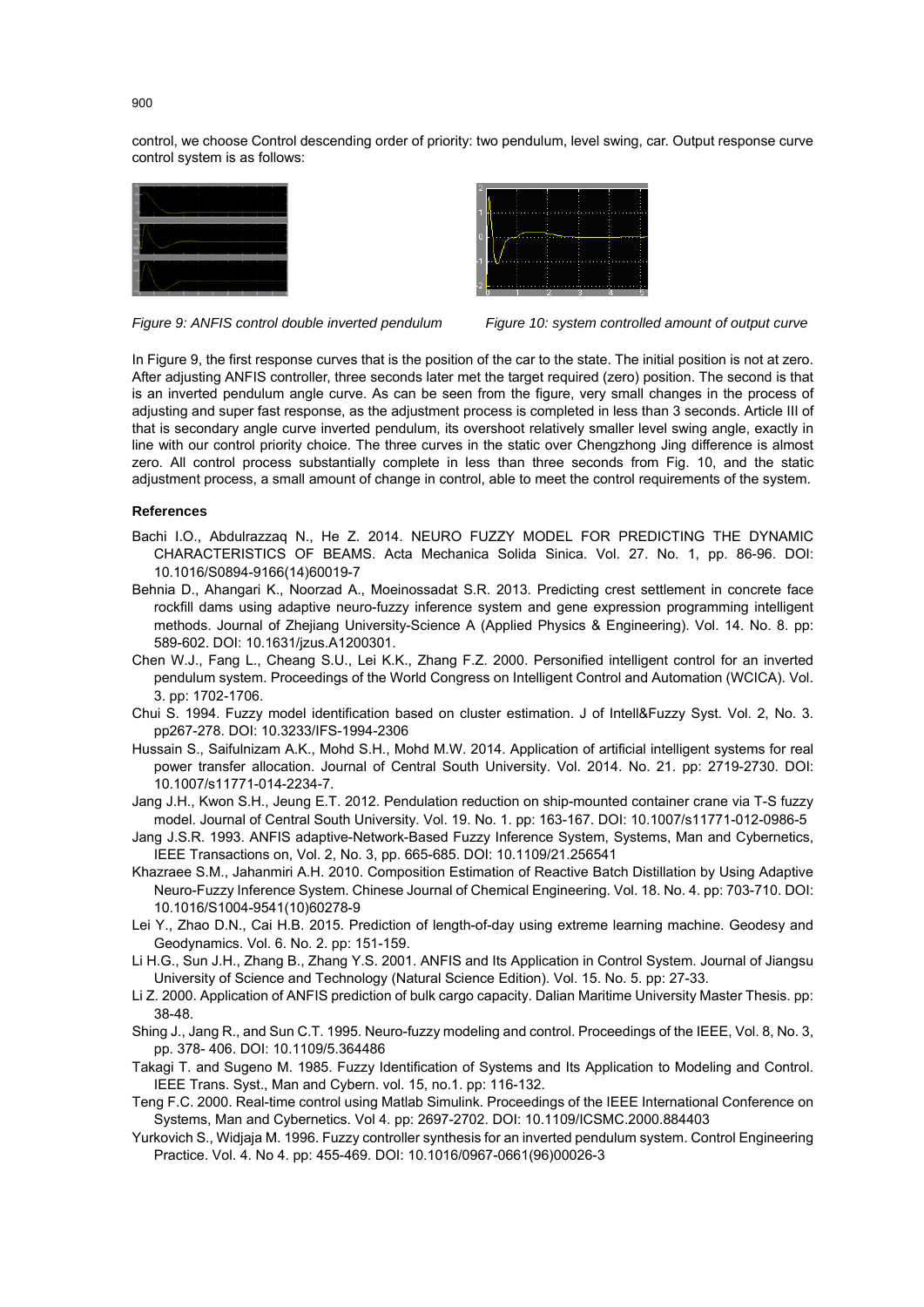control, we choose Control descending order of priority: two pendulum, level swing, car. Output response curve control system is as follows:

Figure 9: ANFIS control double inverted pendulum

2
1
0
-1
-2
0 1 2 3 4 5

Figure 10: system controlled amount of output curve

In Figure 9, the first response curves that is the position of the car to the state. The initial position is not at zero. After adjusting ANFIS controller, three seconds later met the target required (zero) position. The second is that is an inverted pendulum angle curve. As can be seen from the figure, very small changes in the process of adjusting and super fast response, as the adjustment process is completed in less than 3 seconds. Article III of that is secondary angle curve inverted pendulum, its overshoot relatively smaller level swing angle, exactly in line with our control priority choice. The three curves in the static over Chengzhong Jing difference is almost zero. All control process substantially complete in less than three seconds from Fig. 10, and the static adjustment process, a small amount of change in control, able to meet the control requirements of the system.

## References

Bachi I.O., Abdulrazzaq N., He Z. 2014. NEURO FUZZY MODEL FOR PREDICTING THE DYNAMIC CHARACTERISTICS OF BEAMS. Acta Mechanica Solida Sinica. Vol. 27. No. 1, pp. 86-96. DOI: 10.1016/S0894-9166(14)60019-7

Behnia D., Ahangari K., Noorzad A., Moeinossadat S.R. 2013. Predicting crest settlement in concrete face rockfill dams using adaptive neuro-fuzzy inference system and gene expression programming intelligent methods. Journal of Zhejiang University-Science A (Applied Physics & Engineering). Vol. 14. No. 8. pp: 589-602. DOI: 10.1631/jzus.A1200301.

Chen W.J., Fang L., Cheang S.U., Lei K.K., Zhang F.Z. 2000. Personified intelligent control for an inverted pendulum system. Proceedings of the World Congress on Intelligent Control and Automation (WCICA). Vol. 3. pp: 1702-1706.

Chui S. 1994. Fuzzy model identification based on cluster estimation. J of Intell&Fuzzy Syst. Vol. 2, No. 3. pp267-278. DOI: 10.3233/IFS-1994-2306

Hussain S., Saifulnizam A.K., Mohd S.H., Mohd M.W. 2014. Application of artificial intelligent systems for real power transfer allocation. Journal of Central South University. Vol. 2014. No. 21. pp: 2719-2730. DOI: 10.1007/s11771-014-2234-7.

Jang J.H., Kwon S.H., Jeung E.T. 2012. Pendulation reduction on ship-mounted container crane via T-S fuzzy model. Journal of Central South University. Vol. 19. No. 1. pp: 163-167. DOI: 10.1007/s11771-012-0986-5

Jang J.S.R. 1993. ANFIS adaptive-Network-Based Fuzzy Inference System, Systems, Man and Cybernetics, IEEE Transactions on, Vol. 2, No. 3, pp. 665-685. DOI: 10.1109/21.256541

Khazraee S.M., Jahanmiri A.H. 2010. Composition Estimation of Reactive Batch Distillation by Using Adaptive Neuro-Fuzzy Inference System. Chinese Journal of Chemical Engineering. Vol. 18. No. 4. pp: 703-710. DOI: 10.1016/S1004-9541(10)60278-9

Lei Y., Zhao D.N., Cai H.B. 2015. Prediction of length-of-day using extreme learning machine. Geodesy and Geodynamics. Vol. 6. No. 2. pp: 151-159.

Li H.G., Sun J.H., Zhang B., Zhang Y.S. 2001. ANFIS and Its Application in Control System. Journal of Jiangsu University of Science and Technology (Natural Science Edition). Vol. 15. No. 5. pp: 27-33.

Li Z. 2000. Application of ANFIS prediction of bulk cargo capacity. Dalian Maritime University Master Thesis. pp: 38-48.

Shing J., Jang R., and Sun C.T. 1995. Neuro-fuzzy modeling and control. Proceedings of the IEEE, Vol. 8, No. 3, pp. 378- 406. DOI: 10.1109/5.364486

Takagi T. and Sugeno M. 1985. Fuzzy Identification of Systems and Its Application to Modeling and Control. IEEE Trans. Syst., Man and Cybern. vol. 15, no.1. pp: 116-132.

Teng F.C. 2000. Real-time control using Matlab Simulink. Proceedings of the IEEE International Conference on Systems, Man and Cybernetics. Vol 4. pp: 2697-2702. DOI: 10.1109/ICSMC.2000.884403

Yurkovich S., Widjaja M. 1996. Fuzzy controller synthesis for an inverted pendulum system. Control Engineering Practice. Vol. 4. No 4. pp: 455-469. DOI: 10.1016/0967-0661(96)00026-3